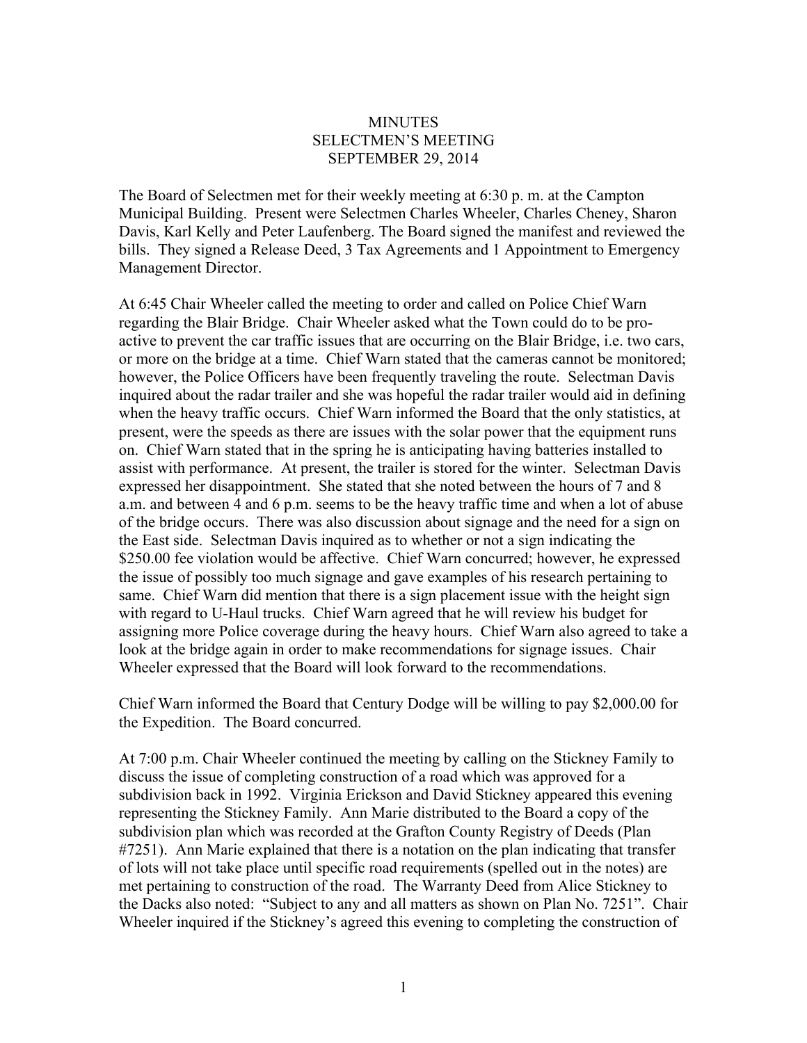# MINUTES
# SELECTMEN'S MEETING
# SEPTEMBER 29, 2014

The Board of Selectmen met for their weekly meeting at 6:30 p. m. at the Campton Municipal Building. Present were Selectmen Charles Wheeler, Charles Cheney, Sharon Davis, Karl Kelly and Peter Laufenberg. The Board signed the manifest and reviewed the bills. They signed a Release Deed, 3 Tax Agreements and 1 Appointment to Emergency Management Director.

At 6:45 Chair Wheeler called the meeting to order and called on Police Chief Warn regarding the Blair Bridge. Chair Wheeler asked what the Town could do to be pro-active to prevent the car traffic issues that are occurring on the Blair Bridge, i.e. two cars, or more on the bridge at a time. Chief Warn stated that the cameras cannot be monitored; however, the Police Officers have been frequently traveling the route. Selectman Davis inquired about the radar trailer and she was hopeful the radar trailer would aid in defining when the heavy traffic occurs. Chief Warn informed the Board that the only statistics, at present, were the speeds as there are issues with the solar power that the equipment runs on. Chief Warn stated that in the spring he is anticipating having batteries installed to assist with performance. At present, the trailer is stored for the winter. Selectman Davis expressed her disappointment. She stated that she noted between the hours of 7 and 8 a.m. and between 4 and 6 p.m. seems to be the heavy traffic time and when a lot of abuse of the bridge occurs. There was also discussion about signage and the need for a sign on the East side. Selectman Davis inquired as to whether or not a sign indicating the $250.00 fee violation would be affective. Chief Warn concurred; however, he expressed the issue of possibly too much signage and gave examples of his research pertaining to same. Chief Warn did mention that there is a sign placement issue with the height sign with regard to U-Haul trucks. Chief Warn agreed that he will review his budget for assigning more Police coverage during the heavy hours. Chief Warn also agreed to take a look at the bridge again in order to make recommendations for signage issues. Chair Wheeler expressed that the Board will look forward to the recommendations.

Chief Warn informed the Board that Century Dodge will be willing to pay $2,000.00 for the Expedition. The Board concurred.

At 7:00 p.m. Chair Wheeler continued the meeting by calling on the Stickney Family to discuss the issue of completing construction of a road which was approved for a subdivision back in 1992. Virginia Erickson and David Stickney appeared this evening representing the Stickney Family. Ann Marie distributed to the Board a copy of the subdivision plan which was recorded at the Grafton County Registry of Deeds (Plan #7251). Ann Marie explained that there is a notation on the plan indicating that transfer of lots will not take place until specific road requirements (spelled out in the notes) are met pertaining to construction of the road. The Warranty Deed from Alice Stickney to the Dacks also noted: "Subject to any and all matters as shown on Plan No. 7251". Chair Wheeler inquired if the Stickney's agreed this evening to completing the construction of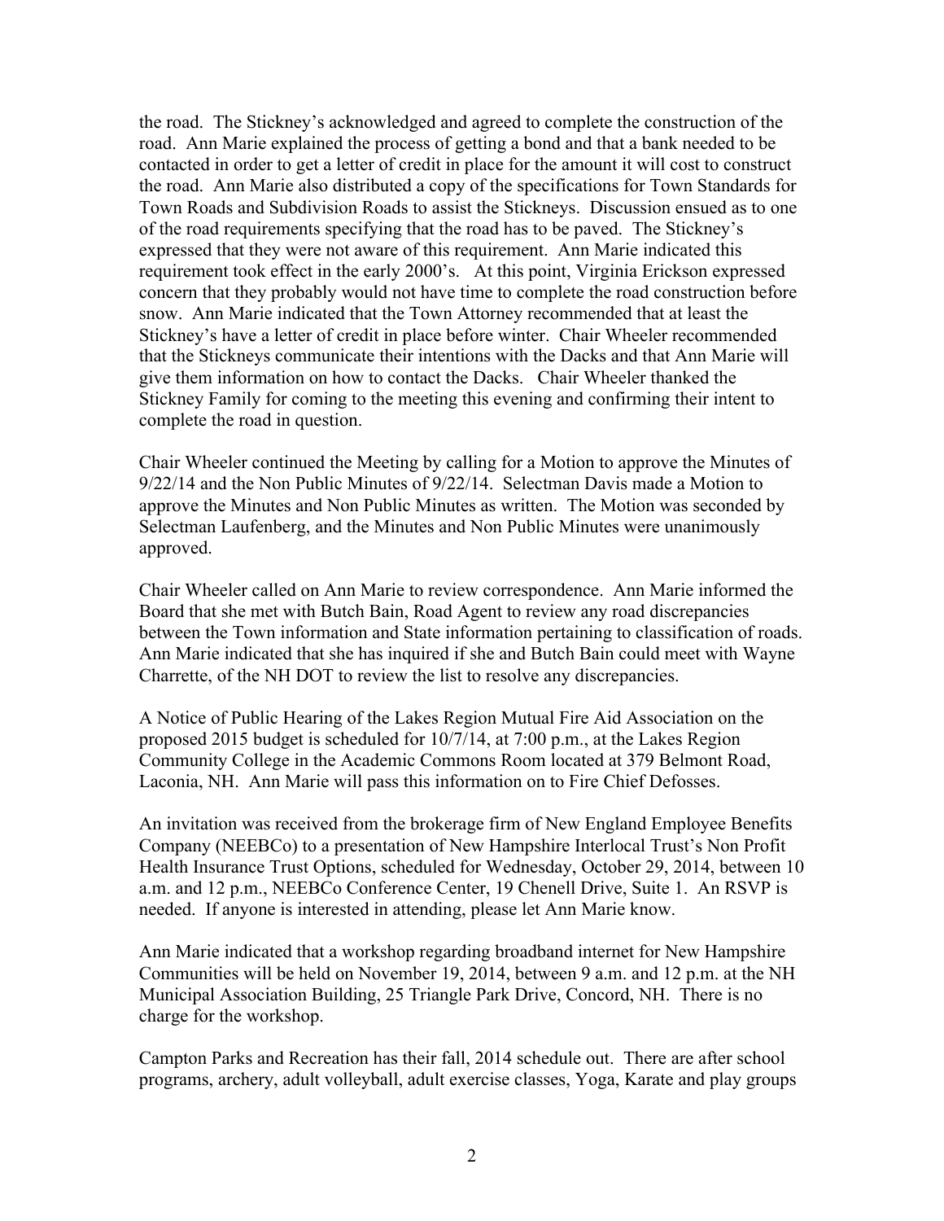the road. The Stickney's acknowledged and agreed to complete the construction of the road. Ann Marie explained the process of getting a bond and that a bank needed to be contacted in order to get a letter of credit in place for the amount it will cost to construct the road. Ann Marie also distributed a copy of the specifications for Town Standards for Town Roads and Subdivision Roads to assist the Stickneys. Discussion ensued as to one of the road requirements specifying that the road has to be paved. The Stickney's expressed that they were not aware of this requirement. Ann Marie indicated this requirement took effect in the early 2000's. At this point, Virginia Erickson expressed concern that they probably would not have time to complete the road construction before snow. Ann Marie indicated that the Town Attorney recommended that at least the Stickney's have a letter of credit in place before winter. Chair Wheeler recommended that the Stickneys communicate their intentions with the Dacks and that Ann Marie will give them information on how to contact the Dacks. Chair Wheeler thanked the Stickney Family for coming to the meeting this evening and confirming their intent to complete the road in question.

Chair Wheeler continued the Meeting by calling for a Motion to approve the Minutes of 9/22/14 and the Non Public Minutes of 9/22/14. Selectman Davis made a Motion to approve the Minutes and Non Public Minutes as written. The Motion was seconded by Selectman Laufenberg, and the Minutes and Non Public Minutes were unanimously approved.

Chair Wheeler called on Ann Marie to review correspondence. Ann Marie informed the Board that she met with Butch Bain, Road Agent to review any road discrepancies between the Town information and State information pertaining to classification of roads. Ann Marie indicated that she has inquired if she and Butch Bain could meet with Wayne Charrette, of the NH DOT to review the list to resolve any discrepancies.

A Notice of Public Hearing of the Lakes Region Mutual Fire Aid Association on the proposed 2015 budget is scheduled for 10/7/14, at 7:00 p.m., at the Lakes Region Community College in the Academic Commons Room located at 379 Belmont Road, Laconia, NH. Ann Marie will pass this information on to Fire Chief Defosses.

An invitation was received from the brokerage firm of New England Employee Benefits Company (NEEBCo) to a presentation of New Hampshire Interlocal Trust's Non Profit Health Insurance Trust Options, scheduled for Wednesday, October 29, 2014, between 10 a.m. and 12 p.m., NEEBCo Conference Center, 19 Chenell Drive, Suite 1. An RSVP is needed. If anyone is interested in attending, please let Ann Marie know.

Ann Marie indicated that a workshop regarding broadband internet for New Hampshire Communities will be held on November 19, 2014, between 9 a.m. and 12 p.m. at the NH Municipal Association Building, 25 Triangle Park Drive, Concord, NH. There is no charge for the workshop.

Campton Parks and Recreation has their fall, 2014 schedule out. There are after school programs, archery, adult volleyball, adult exercise classes, Yoga, Karate and play groups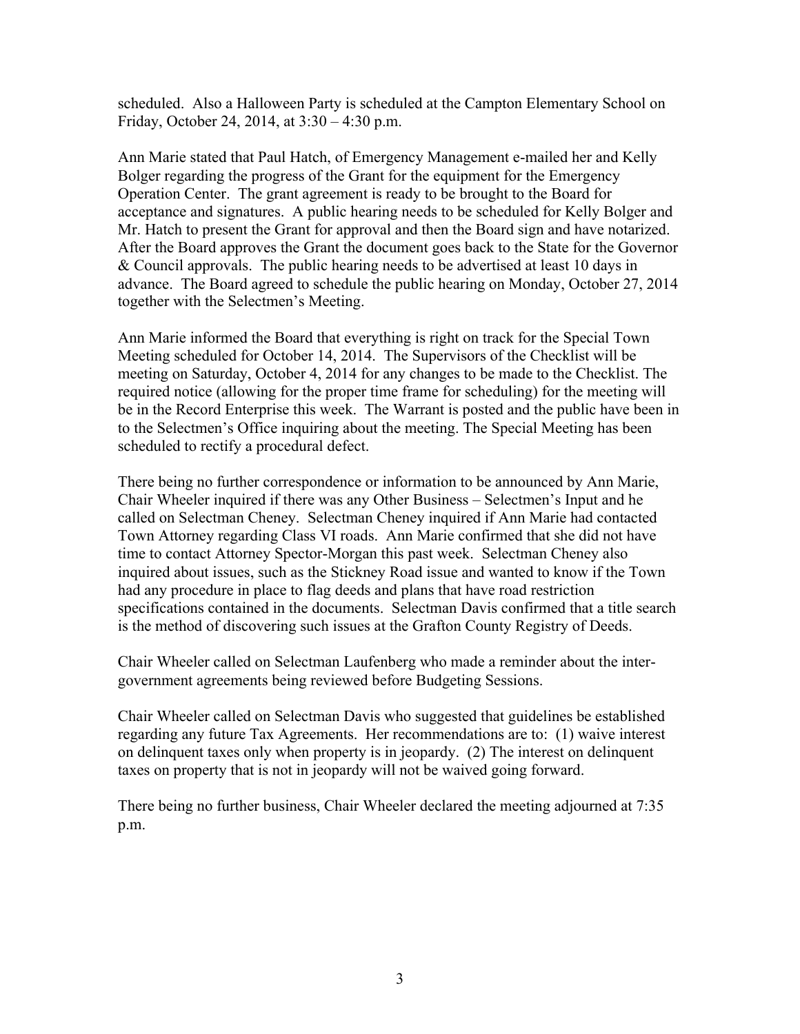scheduled. Also a Halloween Party is scheduled at the Campton Elementary School on Friday, October 24, 2014, at 3:30 – 4:30 p.m.

Ann Marie stated that Paul Hatch, of Emergency Management e-mailed her and Kelly Bolger regarding the progress of the Grant for the equipment for the Emergency Operation Center. The grant agreement is ready to be brought to the Board for acceptance and signatures. A public hearing needs to be scheduled for Kelly Bolger and Mr. Hatch to present the Grant for approval and then the Board sign and have notarized. After the Board approves the Grant the document goes back to the State for the Governor & Council approvals. The public hearing needs to be advertised at least 10 days in advance. The Board agreed to schedule the public hearing on Monday, October 27, 2014 together with the Selectmen's Meeting.

Ann Marie informed the Board that everything is right on track for the Special Town Meeting scheduled for October 14, 2014. The Supervisors of the Checklist will be meeting on Saturday, October 4, 2014 for any changes to be made to the Checklist. The required notice (allowing for the proper time frame for scheduling) for the meeting will be in the Record Enterprise this week. The Warrant is posted and the public have been in to the Selectmen's Office inquiring about the meeting. The Special Meeting has been scheduled to rectify a procedural defect.

There being no further correspondence or information to be announced by Ann Marie, Chair Wheeler inquired if there was any Other Business – Selectmen's Input and he called on Selectman Cheney. Selectman Cheney inquired if Ann Marie had contacted Town Attorney regarding Class VI roads. Ann Marie confirmed that she did not have time to contact Attorney Spector-Morgan this past week. Selectman Cheney also inquired about issues, such as the Stickney Road issue and wanted to know if the Town had any procedure in place to flag deeds and plans that have road restriction specifications contained in the documents. Selectman Davis confirmed that a title search is the method of discovering such issues at the Grafton County Registry of Deeds.

Chair Wheeler called on Selectman Laufenberg who made a reminder about the inter-government agreements being reviewed before Budgeting Sessions.

Chair Wheeler called on Selectman Davis who suggested that guidelines be established regarding any future Tax Agreements. Her recommendations are to: (1) waive interest on delinquent taxes only when property is in jeopardy. (2) The interest on delinquent taxes on property that is not in jeopardy will not be waived going forward.

There being no further business, Chair Wheeler declared the meeting adjourned at 7:35 p.m.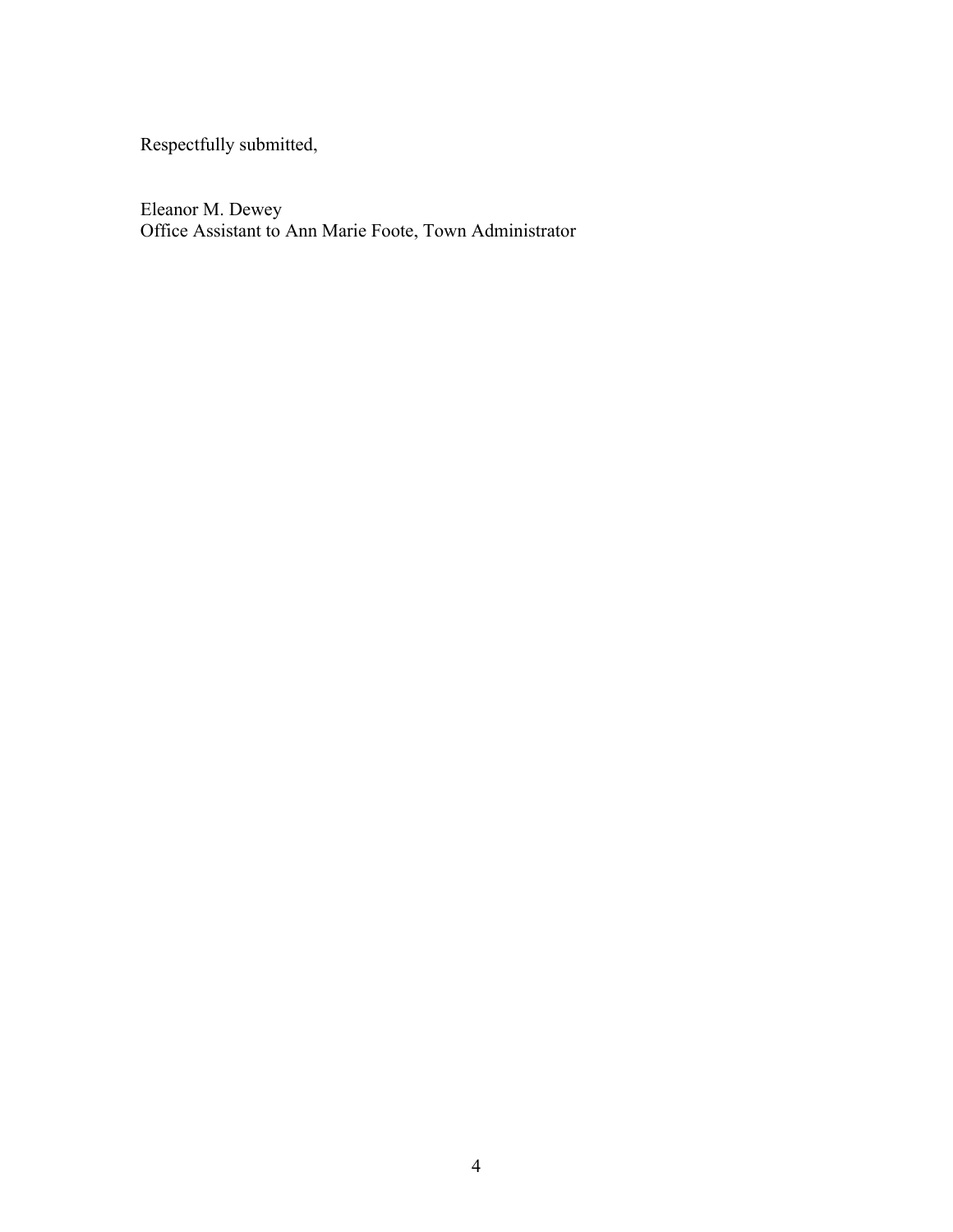Respectfully submitted,

Eleanor M. Dewey
Office Assistant to Ann Marie Foote, Town Administrator